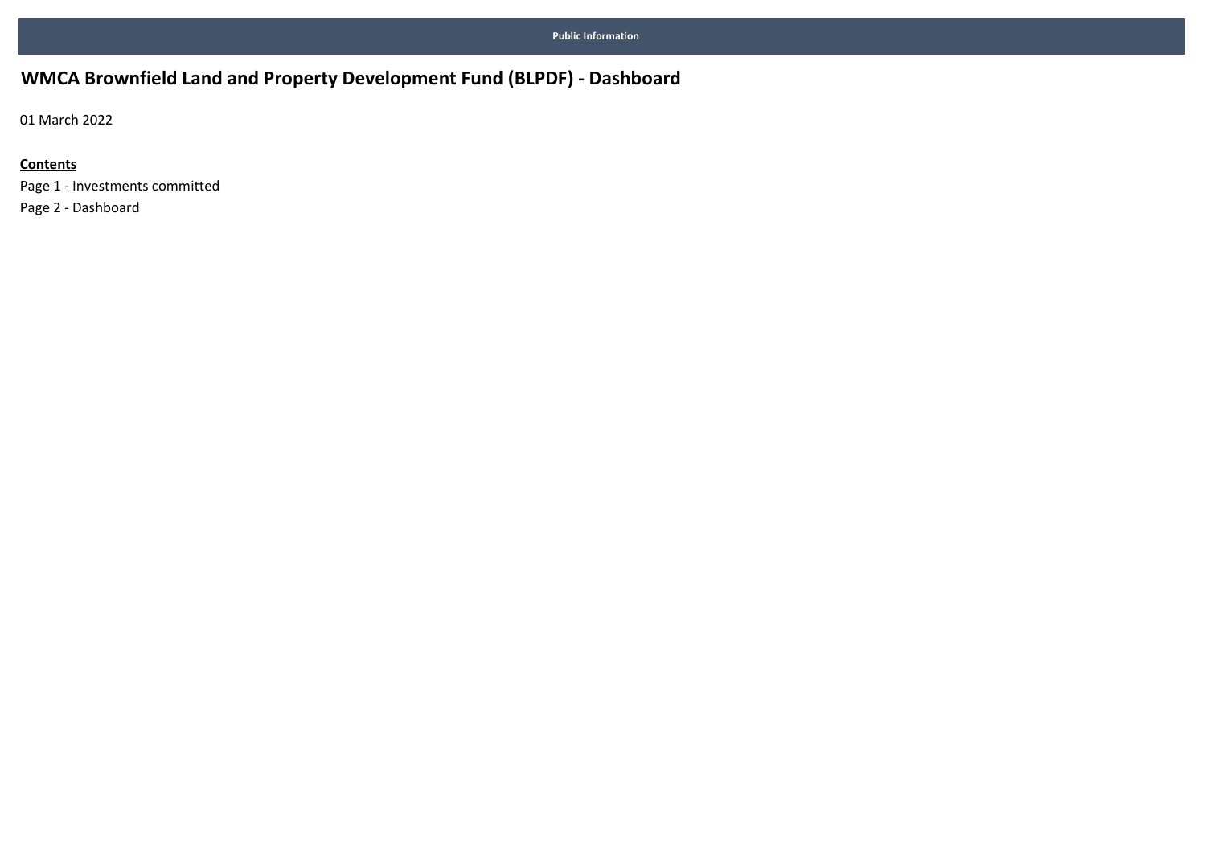Public Information

# WMCA Brownfield Land and Property Development Fund (BLPDF) - Dashboard

01 March 2022

**Contents**

Page 1 - Investments committed

Page 2 - Dashboard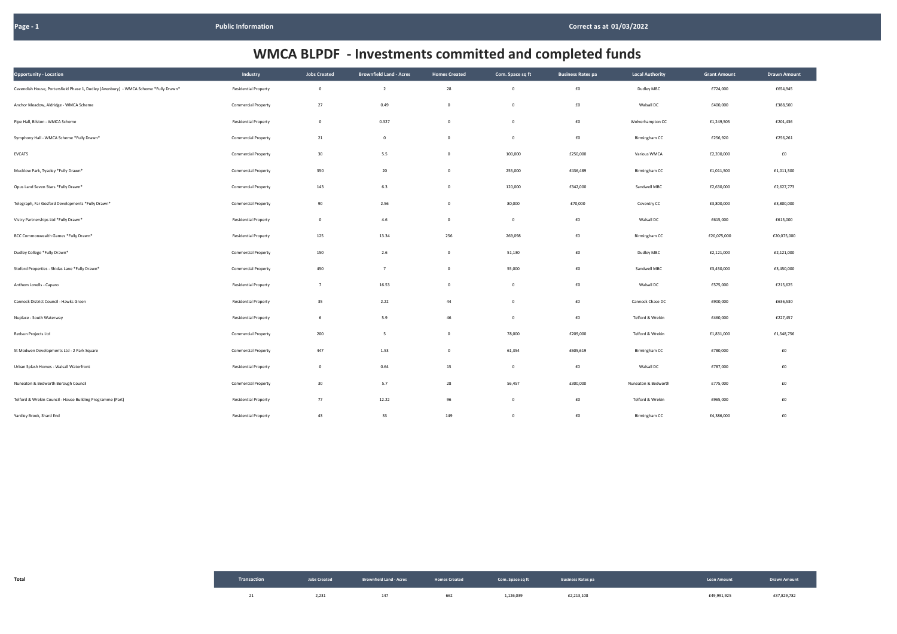# WMCA BLPDF - Investments committed and completed funds

| Opportunity - Location | Industry | Jobs Created | Brownfield Land - Acres | Homes Created | Com. Space sq ft | Business Rates pa | Local Authority | Grant Amount | Drawn Amount |
|---|---|---|---|---|---|---|---|---|---|
| Cavendish House, Portersfield Phase 1, Dudley (Avenbury) - WMCA Scheme *Fully Drawn* | Residential Property | 0 | 2 | 28 | 0 | £0 | Dudley MBC | £724,000 | £654,945 |
| Anchor Meadow, Aldridge - WMCA Scheme | Commercial Property | 27 | 0.49 | 0 | 0 | £0 | Walsall DC | £400,000 | £388,500 |
| Pipe Hall, Bilston - WMCA Scheme | Residential Property | 0 | 0.327 | 0 | 0 | £0 | Wolverhampton CC | £1,249,505 | £201,436 |
| Symphony Hall - WMCA Scheme *Fully Drawn* | Commercial Property | 21 | 0 | 0 | 0 | £0 | Birmingham CC | £256,920 | £256,261 |
| EVCATS | Commercial Property | 30 | 5.5 | 0 | 100,000 | £250,000 | Various WMCA | £2,200,000 | £0 |
| Mucklow Park, Tyseley *Fully Drawn* | Commercial Property | 350 | 20 | 0 | 255,000 | £436,489 | Birmingham CC | £1,011,500 | £1,011,500 |
| Opus Land Seven Stars *Fully Drawn* | Commercial Property | 143 | 6.3 | 0 | 120,000 | £342,000 | Sandwell MBC | £2,630,000 | £2,627,773 |
| Telegraph, Far Gosford Developments *Fully Drawn* | Commercial Property | 90 | 2.56 | 0 | 80,000 | £70,000 | Coventry CC | £3,800,000 | £3,800,000 |
| Vistry Partnerships Ltd *Fully Drawn* | Residential Property | 0 | 4.6 | 0 | 0 | £0 | Walsall DC | £615,000 | £615,000 |
| BCC Commonwealth Games *Fully Drawn* | Residential Property | 125 | 13.34 | 256 | 269,098 | £0 | Birmingham CC | £20,075,000 | £20,075,000 |
| Dudley College *Fully Drawn* | Commercial Property | 150 | 2.6 | 0 | 51,130 | £0 | Dudley MBC | £2,121,000 | £2,121,000 |
| Stoford Properties - Shidas Lane *Fully Drawn* | Commercial Property | 450 | 7 | 0 | 55,000 | £0 | Sandwell MBC | £3,450,000 | £3,450,000 |
| Anthem Lovells - Caparo | Residential Property | 7 | 16.53 | 0 | 0 | £0 | Walsall DC | £575,000 | £215,625 |
| Cannock District Council - Hawks Green | Residential Property | 35 | 2.22 | 44 | 0 | £0 | Cannock Chase DC | £900,000 | £636,530 |
| Nuplace - South Waterway | Residential Property | 6 | 5.9 | 46 | 0 | £0 | Telford & Wrekin | £460,000 | £227,457 |
| Redsun Projects Ltd | Commercial Property | 200 | 5 | 0 | 78,000 | £209,000 | Telford & Wrekin | £1,831,000 | £1,548,756 |
| St Modwen Developments Ltd - 2 Park Square | Commercial Property | 447 | 1.53 | 0 | 61,354 | £605,619 | Birmingham CC | £780,000 | £0 |
| Urban Splash Homes - Walsall Waterfront | Residential Property | 0 | 0.64 | 15 | 0 | £0 | Walsall DC | £787,000 | £0 |
| Nuneaton & Bedworth Borough Council | Commercial Property | 30 | 5.7 | 28 | 56,457 | £300,000 | Nuneaton & Bedworth | £775,000 | £0 |
| Telford & Wrekin Council - House Building Programme (Part) | Residential Property | 77 | 12.22 | 96 | 0 | £0 | Telford & Wrekin | £965,000 | £0 |
| Yardley Brook, Shard End | Residential Property | 43 | 33 | 149 | 0 | £0 | Birmingham CC | £4,386,000 | £0 |

**Total**

| Transaction | Jobs Created | Brownfield Land - Acres | Homes Created | Com. Space sq ft | Business Rates pa | Loan Amount | Drawn Amount |
|---|---|---|---|---|---|---|---|
| 21 | 2,231 | 147 | 662 | 1,126,039 | £2,213,108 | £49,991,925 | £37,829,782 |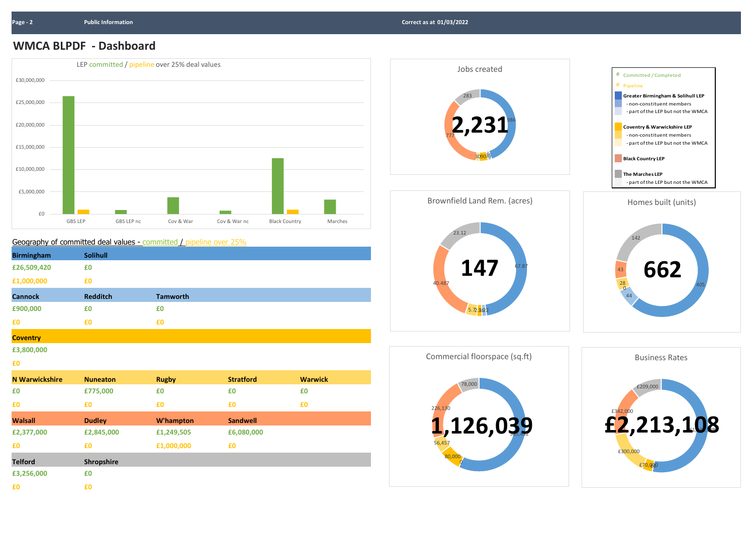# WMCA BLPDF - Dashboard

LEP committed / pipeline over 25% deal values

£30,000,000
£25,000,000
£20,000,000
£15,000,000
£10,000,000
£5,000,000
£0

GBS LEP
GBS LEP nc
Cov & War
Cov & War nc
Black Country
Marches

## Geography of committed deal values - committed / pipeline over 25%

| Birmingham | Solihull | | | |
|---|---|---|---|---|
| £26,509,420 | £0 | | | |
| £1,000,000 | £0 | | | |
| **Cannock** | **Redditch** | **Tamworth** | | |
| £900,000 | £0 | £0 | | |
| £0 | £0 | £0 | | |
| **Coventry** | | | | |
| £3,800,000 | | | | |
| £0 | | | | |
| **N Warwickshire** | **Nuneaton** | **Rugby** | **Stratford** | **Warwick** |
| £0 | £775,000 | £0 | £0 | £0 |
| £0 | £0 | £0 | £0 | £0 |
| **Walsall** | **Dudley** | **W'hampton** | **Sandwell** | |
| £2,377,000 | £2,845,000 | £1,249,505 | £6,080,000 | |
| £0 | £0 | £1,000,000 | £0 | |
| **Telford** | **Shropshire** | | | |
| £3,256,000 | £0 | | | |
| £0 | £0 | | | |

Jobs created

2,231

283
986
777
30
90
35

Committed / Completed
Pipeline
Greater Birmingham & Solihull LEP
- non-constituent members
- part of the LEP but not the WMCA
Coventry & Warwickshire LEP
- non-constituent members
- part of the LEP but not the WMCA
Black Country LEP
The Marches LEP
- part of the LEP but not the WMCA

Brownfield Land Rem. (acres)

147

23.12
67.87
40.487
5.72
1.16
2

Homes built (units)

662

142
43
28
0
44
405

Commercial floorspace (sq.ft)

1,126,039

78,000
226,130
56,457
80,000
0

Business Rates

£2,213,108

£209,000
£342,000
£300,000
£70,000